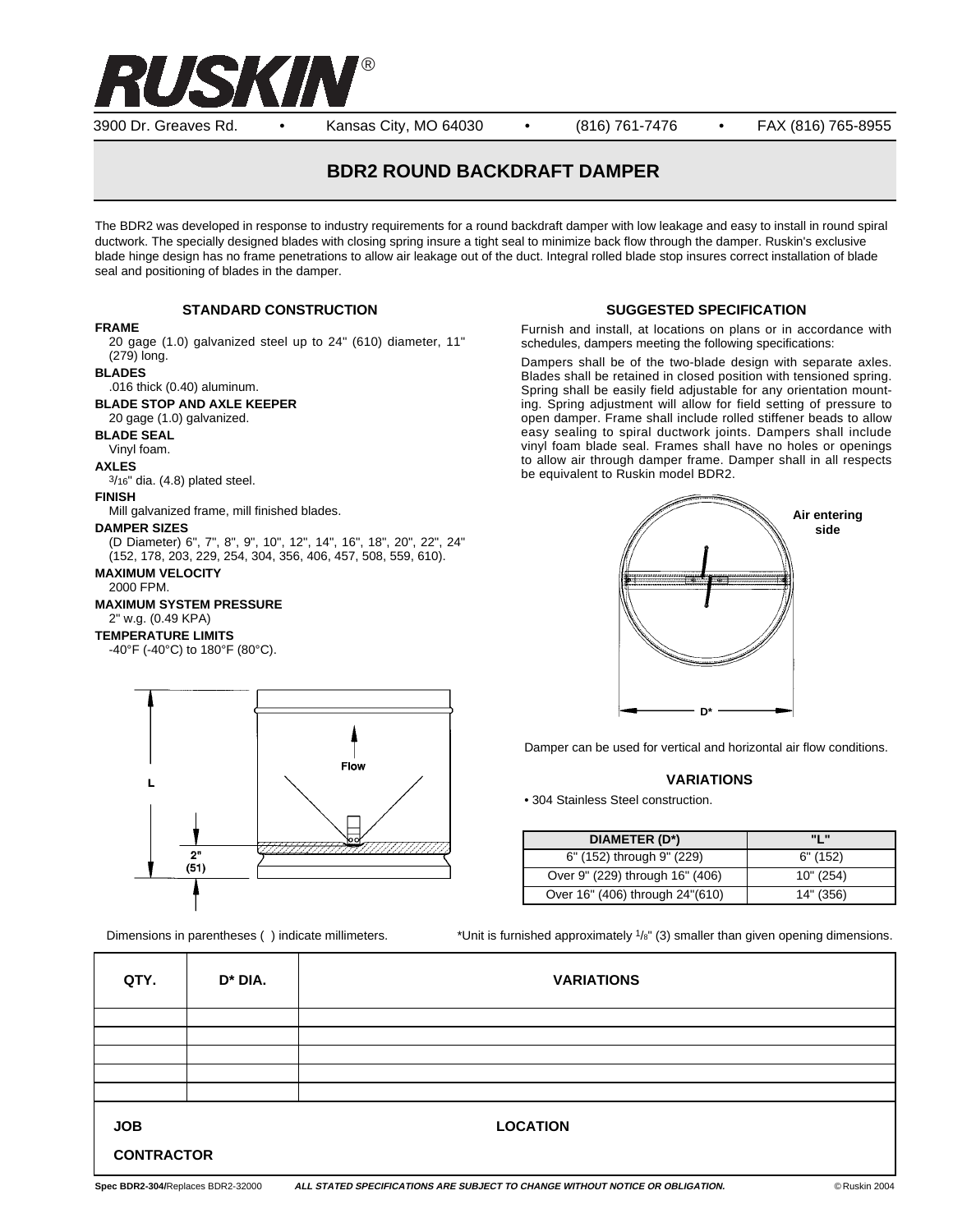# RUSKIN®

3900 Dr. Greaves Rd. • Kansas City, MO 64030 • (816) 761-7476 • FAX (816) 765-8955

## BDR2 ROUND BACKDRAFT DAMPER

The BDR2 was developed in response to industry requirements for a round backdraft damper with low leakage and easy to install in round spiral ductwork. The specially designed blades with closing spring insure a tight seal to minimize back flow through the damper. Ruskin's exclusive blade hinge design has no frame penetrations to allow air leakage out of the duct. Integral rolled blade stop insures correct installation of blade seal and positioning of blades in the damper.

### STANDARD CONSTRUCTION

**FRAME**
20 gage (1.0) galvanized steel up to 24" (610) diameter, 11" (279) long.

**BLADES**
.016 thick (0.40) aluminum.

**BLADE STOP AND AXLE KEEPER**
20 gage (1.0) galvanized.

**BLADE SEAL**
Vinyl foam.

**AXLES**
3/16" dia. (4.8) plated steel.

**FINISH**
Mill galvanized frame, mill finished blades.

**DAMPER SIZES**
(D Diameter) 6", 7", 8", 9", 10", 12", 14", 16", 18", 20", 22", 24" (152, 178, 203, 229, 254, 304, 356, 406, 457, 508, 559, 610).

**MAXIMUM VELOCITY**
2000 FPM.

**MAXIMUM SYSTEM PRESSURE**
2" w.g. (0.49 KPA)

**TEMPERATURE LIMITS**
-40°F (-40°C) to 180°F (80°C).

L

Flow

2" (51)

### SUGGESTED SPECIFICATION

Furnish and install, at locations on plans or in accordance with schedules, dampers meeting the following specifications:

Dampers shall be of the two-blade design with separate axles. Blades shall be retained in closed position with tensioned spring. Spring shall be easily field adjustable for any orientation mounting. Spring adjustment will allow for field setting of pressure to open damper. Frame shall include rolled stiffener beads to allow easy sealing to spiral ductwork joints. Dampers shall include vinyl foam blade seal. Frames shall have no holes or openings to allow air through damper frame. Damper shall in all respects be equivalent to Ruskin model BDR2.

Air entering side

D*

Damper can be used for vertical and horizontal air flow conditions.

### VARIATIONS

- 304 Stainless Steel construction.

| DIAMETER (D*) | "L" |
|---|---|
| 6" (152) through 9" (229) | 6" (152) |
| Over 9" (229) through 16" (406) | 10" (254) |
| Over 16" (406) through 24"(610) | 14" (356) |

Dimensions in parentheses ( ) indicate millimeters.

*Unit is furnished approximately 1/8" (3) smaller than given opening dimensions.

| QTY. | D* DIA. | VARIATIONS |
|---|---|---|
| | | |
| | | |
| | | |
| | | |
| | | |

**JOB** **LOCATION**

**CONTRACTOR**

**Spec BDR2-304/**Replaces BDR2-32000 ***ALL STATED SPECIFICATIONS ARE SUBJECT TO CHANGE WITHOUT NOTICE OR OBLIGATION.*** © Ruskin 2004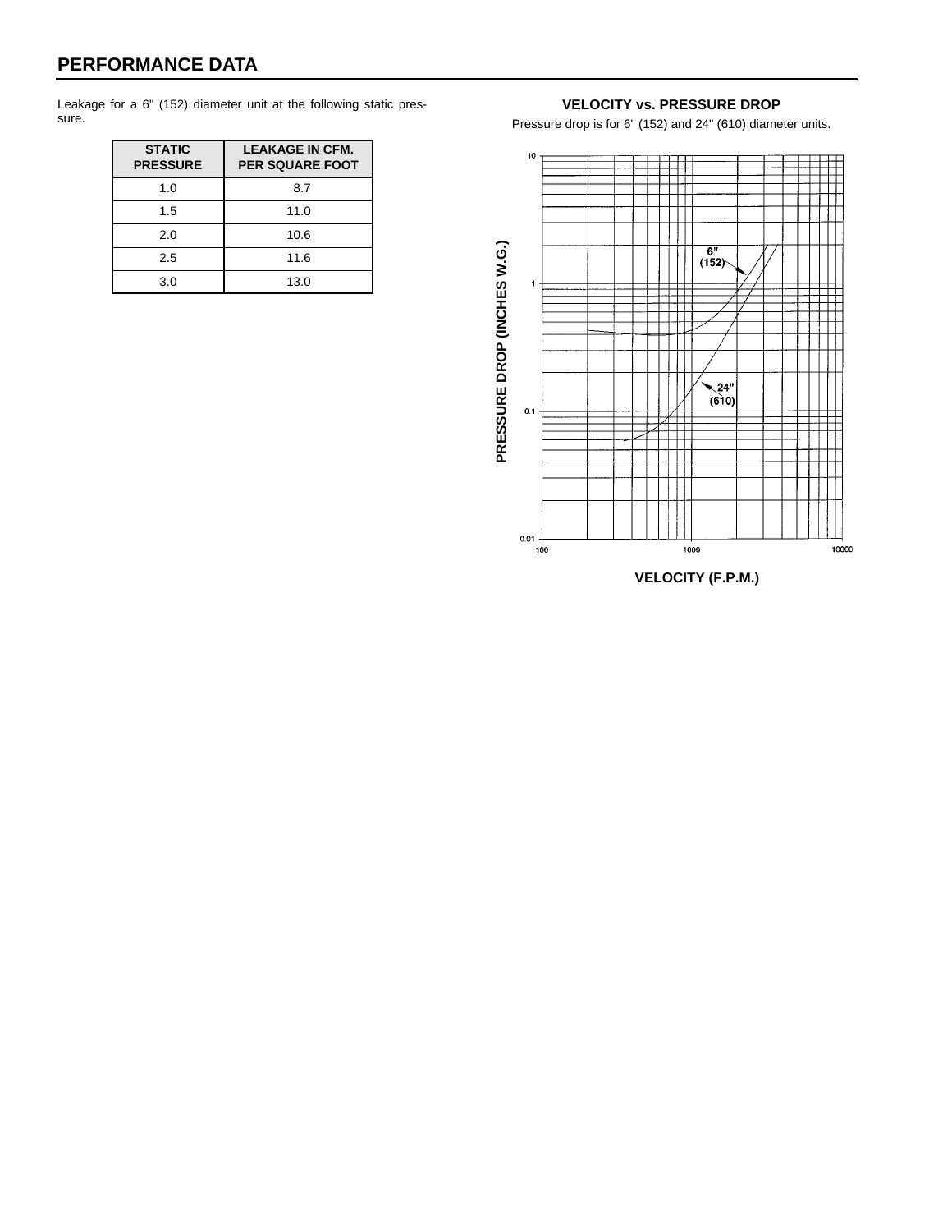## PERFORMANCE DATA

Leakage for a 6" (152) diameter unit at the following static pressure.

| STATIC PRESSURE | LEAKAGE IN CFM. PER SQUARE FOOT |
|---|---|
| 1.0 | 8.7 |
| 1.5 | 11.0 |
| 2.0 | 10.6 |
| 2.5 | 11.6 |
| 3.0 | 13.0 |

**VELOCITY vs. PRESSURE DROP**

Pressure drop is for 6" (152) and 24" (610) diameter units.

PRESSURE DROP (INCHES W.G.)

10

1

0.1

0.01

6" (152)

24" (610)

100

1000

10000

VELOCITY (F.P.M.)